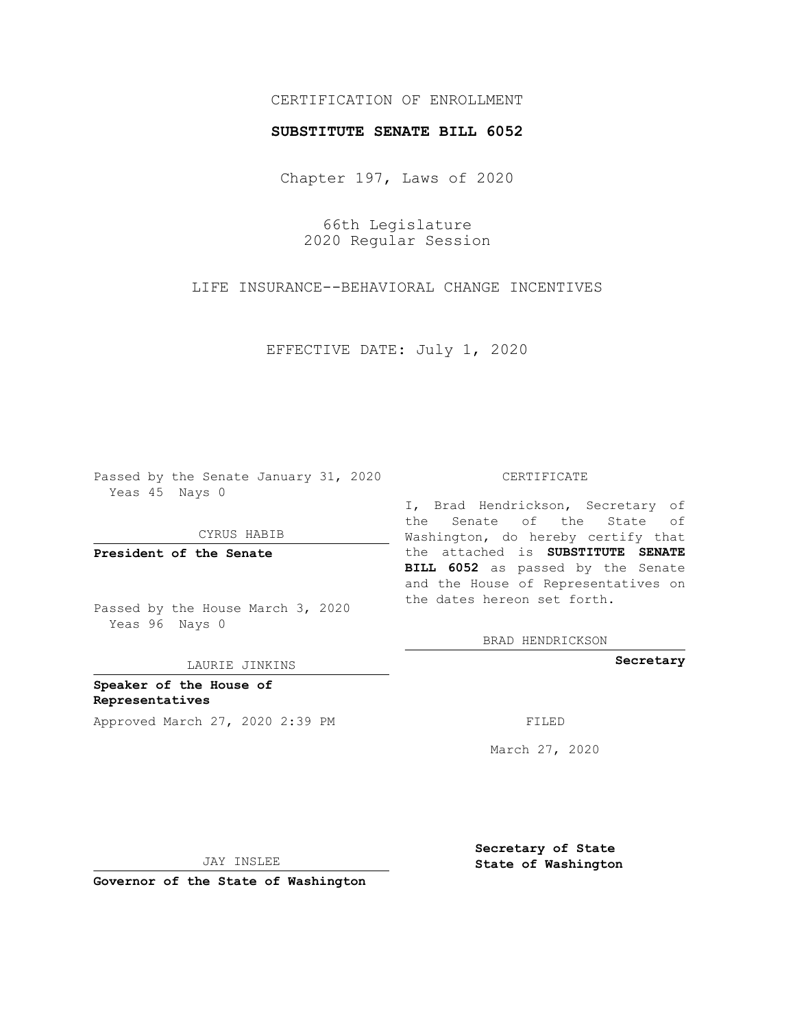CERTIFICATION OF ENROLLMENT

**SUBSTITUTE SENATE BILL 6052**

Chapter 197, Laws of 2020

66th Legislature
2020 Regular Session

LIFE INSURANCE--BEHAVIORAL CHANGE INCENTIVES

EFFECTIVE DATE: July 1, 2020

Passed by the Senate January 31, 2020
Yeas 45 Nays 0

CYRUS HABIB

**President of the Senate**

Passed by the House March 3, 2020
Yeas 96 Nays 0

LAURIE JINKINS

**Speaker of the House of Representatives**

Approved March 27, 2020 2:39 PM

JAY INSLEE

**Governor of the State of Washington**

CERTIFICATE

I, Brad Hendrickson, Secretary of the Senate of the State of Washington, do hereby certify that the attached is **SUBSTITUTE SENATE BILL 6052** as passed by the Senate and the House of Representatives on the dates hereon set forth.

BRAD HENDRICKSON

**Secretary**

FILED

March 27, 2020

**Secretary of State**
**State of Washington**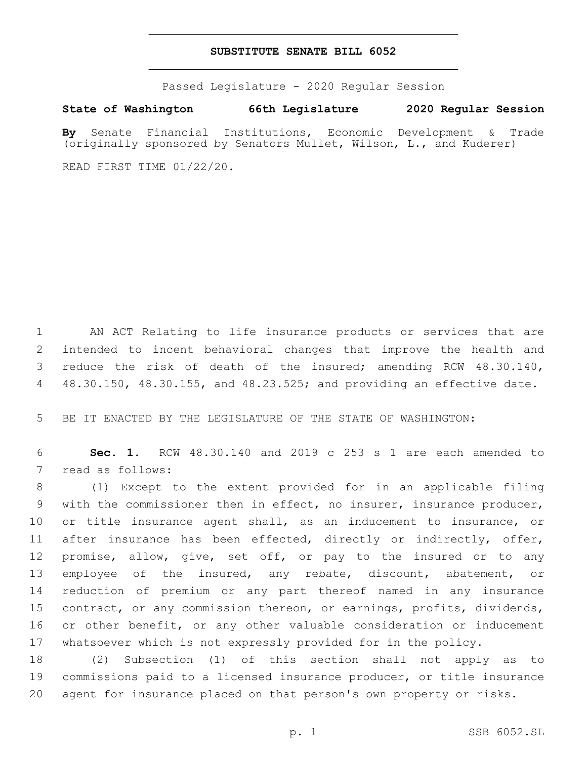# SUBSTITUTE SENATE BILL 6052

Passed Legislature - 2020 Regular Session

**State of Washington 66th Legislature 2020 Regular Session**

**By** Senate Financial Institutions, Economic Development & Trade (originally sponsored by Senators Mullet, Wilson, L., and Kuderer)

READ FIRST TIME 01/22/20.

AN ACT Relating to life insurance products or services that are intended to incent behavioral changes that improve the health and reduce the risk of death of the insured; amending RCW 48.30.140, 48.30.150, 48.30.155, and 48.23.525; and providing an effective date.

BE IT ENACTED BY THE LEGISLATURE OF THE STATE OF WASHINGTON:

**Sec. 1.** RCW 48.30.140 and 2019 c 253 s 1 are each amended to read as follows:

(1) Except to the extent provided for in an applicable filing with the commissioner then in effect, no insurer, insurance producer, or title insurance agent shall, as an inducement to insurance, or after insurance has been effected, directly or indirectly, offer, promise, allow, give, set off, or pay to the insured or to any employee of the insured, any rebate, discount, abatement, or reduction of premium or any part thereof named in any insurance contract, or any commission thereon, or earnings, profits, dividends, or other benefit, or any other valuable consideration or inducement whatsoever which is not expressly provided for in the policy.

(2) Subsection (1) of this section shall not apply as to commissions paid to a licensed insurance producer, or title insurance agent for insurance placed on that person's own property or risks.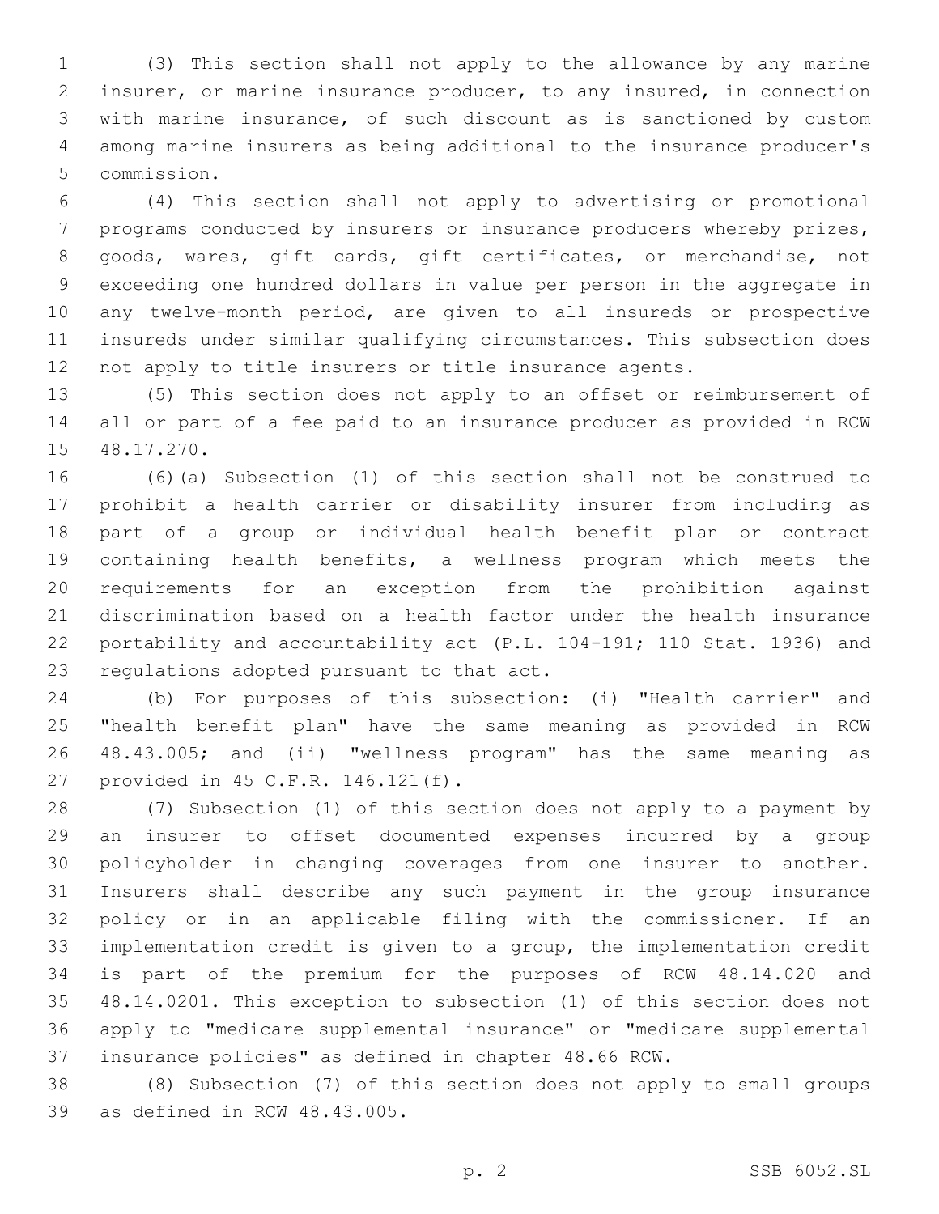(3) This section shall not apply to the allowance by any marine insurer, or marine insurance producer, to any insured, in connection with marine insurance, of such discount as is sanctioned by custom among marine insurers as being additional to the insurance producer's commission.

(4) This section shall not apply to advertising or promotional programs conducted by insurers or insurance producers whereby prizes, goods, wares, gift cards, gift certificates, or merchandise, not exceeding one hundred dollars in value per person in the aggregate in any twelve-month period, are given to all insureds or prospective insureds under similar qualifying circumstances. This subsection does not apply to title insurers or title insurance agents.

(5) This section does not apply to an offset or reimbursement of all or part of a fee paid to an insurance producer as provided in RCW 48.17.270.

(6)(a) Subsection (1) of this section shall not be construed to prohibit a health carrier or disability insurer from including as part of a group or individual health benefit plan or contract containing health benefits, a wellness program which meets the requirements for an exception from the prohibition against discrimination based on a health factor under the health insurance portability and accountability act (P.L. 104-191; 110 Stat. 1936) and regulations adopted pursuant to that act.

(b) For purposes of this subsection: (i) "Health carrier" and "health benefit plan" have the same meaning as provided in RCW 48.43.005; and (ii) "wellness program" has the same meaning as provided in 45 C.F.R. 146.121(f).

(7) Subsection (1) of this section does not apply to a payment by an insurer to offset documented expenses incurred by a group policyholder in changing coverages from one insurer to another. Insurers shall describe any such payment in the group insurance policy or in an applicable filing with the commissioner. If an implementation credit is given to a group, the implementation credit is part of the premium for the purposes of RCW 48.14.020 and 48.14.0201. This exception to subsection (1) of this section does not apply to "medicare supplemental insurance" or "medicare supplemental insurance policies" as defined in chapter 48.66 RCW.

(8) Subsection (7) of this section does not apply to small groups as defined in RCW 48.43.005.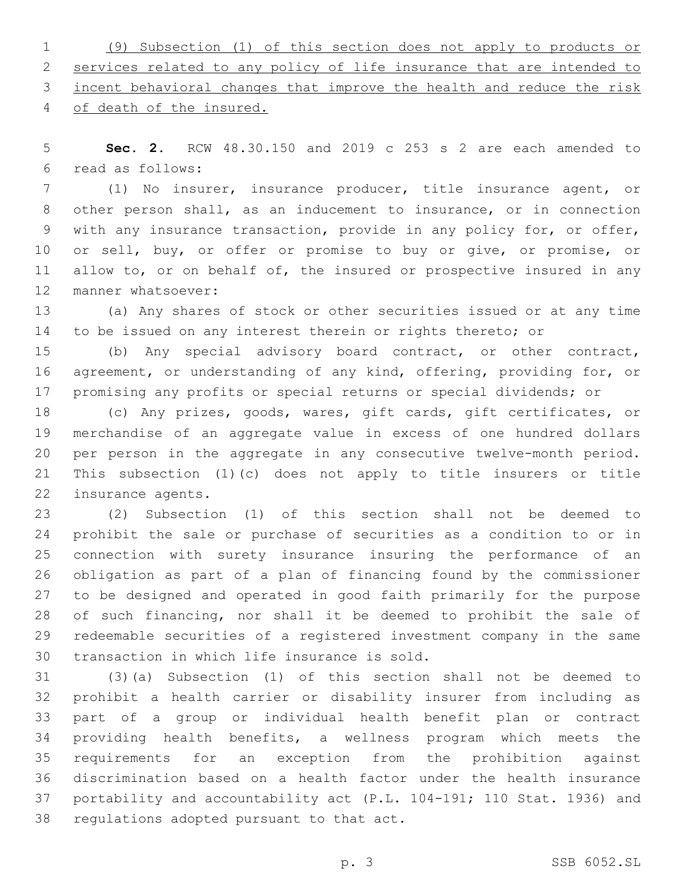(9) Subsection (1) of this section does not apply to products or services related to any policy of life insurance that are intended to incent behavioral changes that improve the health and reduce the risk of death of the insured.

**Sec. 2.** RCW 48.30.150 and 2019 c 253 s 2 are each amended to read as follows:

(1) No insurer, insurance producer, title insurance agent, or other person shall, as an inducement to insurance, or in connection with any insurance transaction, provide in any policy for, or offer, or sell, buy, or offer or promise to buy or give, or promise, or allow to, or on behalf of, the insured or prospective insured in any manner whatsoever:

(a) Any shares of stock or other securities issued or at any time to be issued on any interest therein or rights thereto; or

(b) Any special advisory board contract, or other contract, agreement, or understanding of any kind, offering, providing for, or promising any profits or special returns or special dividends; or

(c) Any prizes, goods, wares, gift cards, gift certificates, or merchandise of an aggregate value in excess of one hundred dollars per person in the aggregate in any consecutive twelve-month period. This subsection (1)(c) does not apply to title insurers or title insurance agents.

(2) Subsection (1) of this section shall not be deemed to prohibit the sale or purchase of securities as a condition to or in connection with surety insurance insuring the performance of an obligation as part of a plan of financing found by the commissioner to be designed and operated in good faith primarily for the purpose of such financing, nor shall it be deemed to prohibit the sale of redeemable securities of a registered investment company in the same transaction in which life insurance is sold.

(3)(a) Subsection (1) of this section shall not be deemed to prohibit a health carrier or disability insurer from including as part of a group or individual health benefit plan or contract providing health benefits, a wellness program which meets the requirements for an exception from the prohibition against discrimination based on a health factor under the health insurance portability and accountability act (P.L. 104-191; 110 Stat. 1936) and regulations adopted pursuant to that act.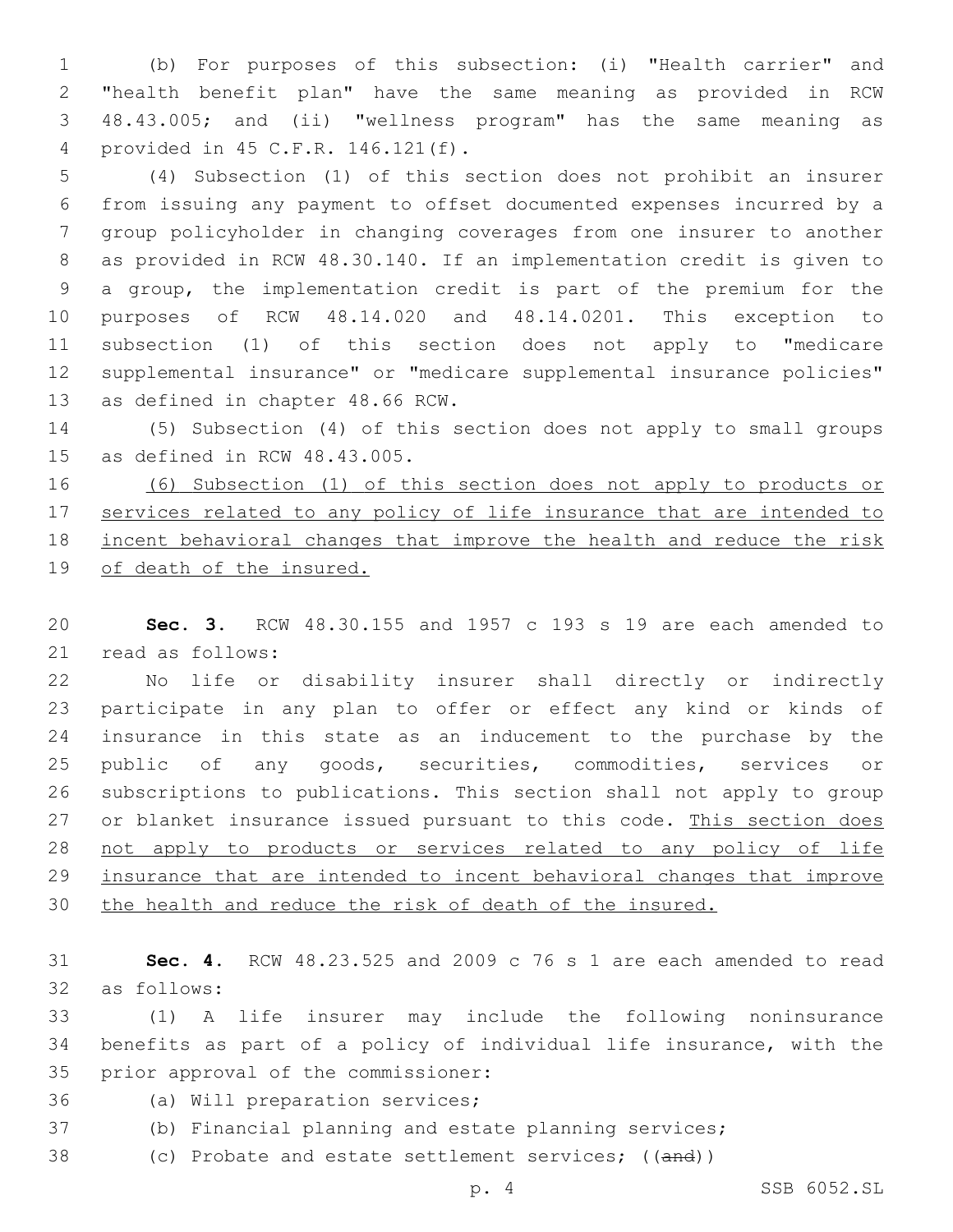(b) For purposes of this subsection: (i) "Health carrier" and "health benefit plan" have the same meaning as provided in RCW 48.43.005; and (ii) "wellness program" has the same meaning as provided in 45 C.F.R. 146.121(f).

(4) Subsection (1) of this section does not prohibit an insurer from issuing any payment to offset documented expenses incurred by a group policyholder in changing coverages from one insurer to another as provided in RCW 48.30.140. If an implementation credit is given to a group, the implementation credit is part of the premium for the purposes of RCW 48.14.020 and 48.14.0201. This exception to subsection (1) of this section does not apply to "medicare supplemental insurance" or "medicare supplemental insurance policies" as defined in chapter 48.66 RCW.

(5) Subsection (4) of this section does not apply to small groups as defined in RCW 48.43.005.

<u>(6) Subsection (1) of this section does not apply to products or services related to any policy of life insurance that are intended to incent behavioral changes that improve the health and reduce the risk of death of the insured.</u>

**Sec. 3.** RCW 48.30.155 and 1957 c 193 s 19 are each amended to read as follows:

No life or disability insurer shall directly or indirectly participate in any plan to offer or effect any kind or kinds of insurance in this state as an inducement to the purchase by the public of any goods, securities, commodities, services or subscriptions to publications. This section shall not apply to group or blanket insurance issued pursuant to this code. <u>This section does not apply to products or services related to any policy of life insurance that are intended to incent behavioral changes that improve the health and reduce the risk of death of the insured.</u>

**Sec. 4.** RCW 48.23.525 and 2009 c 76 s 1 are each amended to read as follows:

(1) A life insurer may include the following noninsurance benefits as part of a policy of individual life insurance, with the prior approval of the commissioner:

(a) Will preparation services;

(b) Financial planning and estate planning services;

(c) Probate and estate settlement services; ((~~and~~))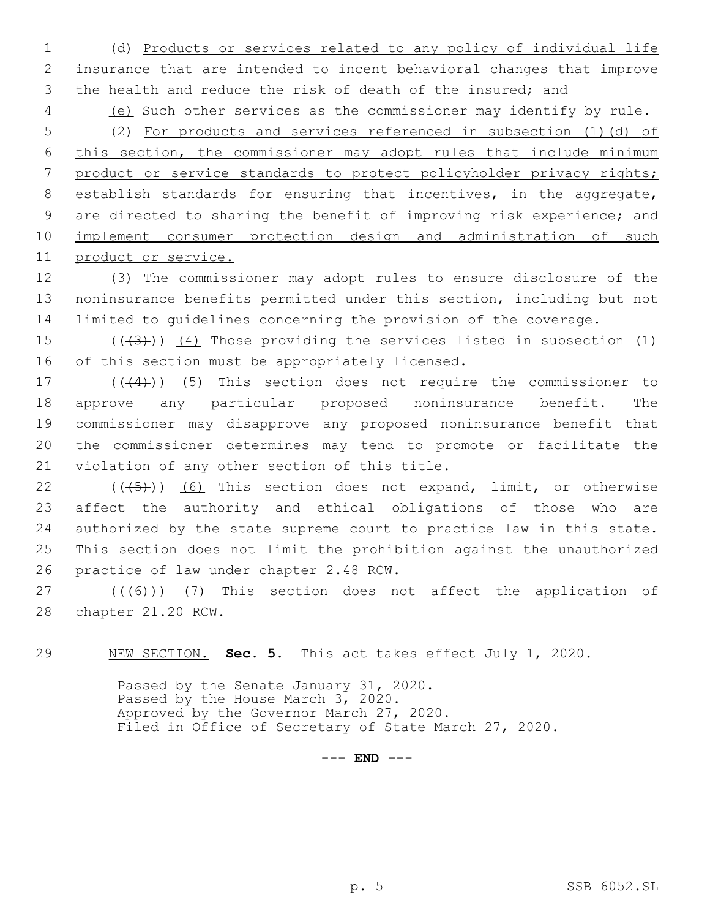(d) Products or services related to any policy of individual life insurance that are intended to incent behavioral changes that improve the health and reduce the risk of death of the insured; and

(e) Such other services as the commissioner may identify by rule.

(2) For products and services referenced in subsection (1)(d) of this section, the commissioner may adopt rules that include minimum product or service standards to protect policyholder privacy rights; establish standards for ensuring that incentives, in the aggregate, are directed to sharing the benefit of improving risk experience; and implement consumer protection design and administration of such product or service.

(3) The commissioner may adopt rules to ensure disclosure of the noninsurance benefits permitted under this section, including but not limited to guidelines concerning the provision of the coverage.

(((3))) (4) Those providing the services listed in subsection (1) of this section must be appropriately licensed.

(((4))) (5) This section does not require the commissioner to approve any particular proposed noninsurance benefit. The commissioner may disapprove any proposed noninsurance benefit that the commissioner determines may tend to promote or facilitate the violation of any other section of this title.

(((5))) (6) This section does not expand, limit, or otherwise affect the authority and ethical obligations of those who are authorized by the state supreme court to practice law in this state. This section does not limit the prohibition against the unauthorized practice of law under chapter 2.48 RCW.

(((6))) (7) This section does not affect the application of chapter 21.20 RCW.

NEW SECTION. **Sec. 5.** This act takes effect July 1, 2020.

Passed by the Senate January 31, 2020.
Passed by the House March 3, 2020.
Approved by the Governor March 27, 2020.
Filed in Office of Secretary of State March 27, 2020.

**--- END ---**